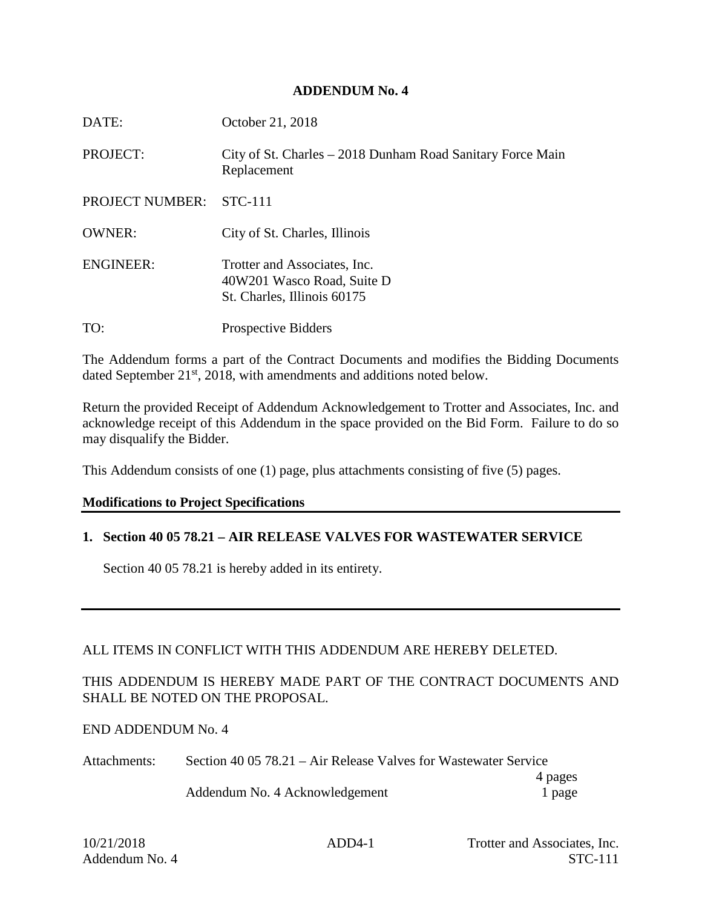# ADDENDUM No. 4

| | |
|---|---|
| DATE: | October 21, 2018 |
| PROJECT: | City of St. Charles – 2018 Dunham Road Sanitary Force Main Replacement |
| PROJECT NUMBER: | STC-111 |
| OWNER: | City of St. Charles, Illinois |
| ENGINEER: | Trotter and Associates, Inc.<br>40W201 Wasco Road, Suite D<br>St. Charles, Illinois 60175 |
| TO: | Prospective Bidders |

The Addendum forms a part of the Contract Documents and modifies the Bidding Documents dated September 21st, 2018, with amendments and additions noted below.

Return the provided Receipt of Addendum Acknowledgement to Trotter and Associates, Inc. and acknowledge receipt of this Addendum in the space provided on the Bid Form. Failure to do so may disqualify the Bidder.

This Addendum consists of one (1) page, plus attachments consisting of five (5) pages.

**Modifications to Project Specifications**

**1. Section 40 05 78.21 – AIR RELEASE VALVES FOR WASTEWATER SERVICE**

Section 40 05 78.21 is hereby added in its entirety.

---

ALL ITEMS IN CONFLICT WITH THIS ADDENDUM ARE HEREBY DELETED.

THIS ADDENDUM IS HEREBY MADE PART OF THE CONTRACT DOCUMENTS AND SHALL BE NOTED ON THE PROPOSAL.

END ADDENDUM No. 4

| | | |
|---|---|---|
| Attachments: | Section 40 05 78.21 – Air Release Valves for Wastewater Service | 4 pages |
| | Addendum No. 4 Acknowledgement | 1 page |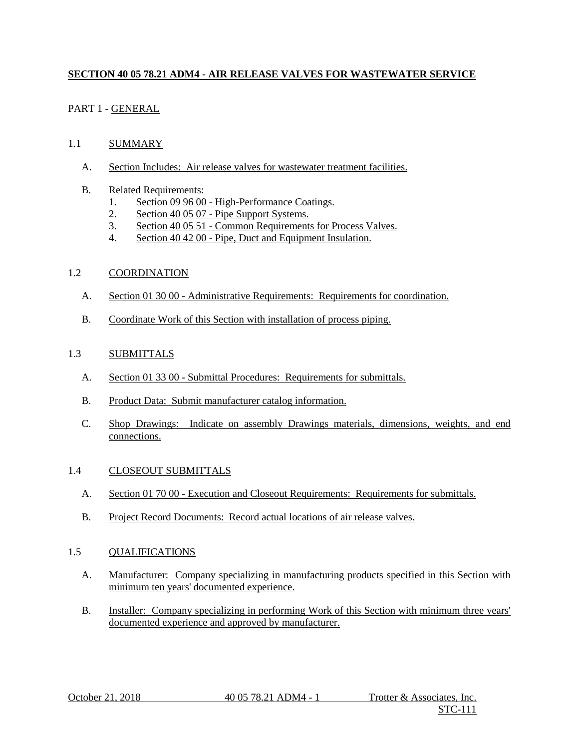# SECTION 40 05 78.21 ADM4 - AIR RELEASE VALVES FOR WASTEWATER SERVICE

## PART 1 - GENERAL

### 1.1 SUMMARY

A. Section Includes: Air release valves for wastewater treatment facilities.

B. Related Requirements:
   1. Section 09 96 00 - High-Performance Coatings.
   2. Section 40 05 07 - Pipe Support Systems.
   3. Section 40 05 51 - Common Requirements for Process Valves.
   4. Section 40 42 00 - Pipe, Duct and Equipment Insulation.

### 1.2 COORDINATION

A. Section 01 30 00 - Administrative Requirements: Requirements for coordination.

B. Coordinate Work of this Section with installation of process piping.

### 1.3 SUBMITTALS

A. Section 01 33 00 - Submittal Procedures: Requirements for submittals.

B. Product Data: Submit manufacturer catalog information.

C. Shop Drawings: Indicate on assembly Drawings materials, dimensions, weights, and end connections.

### 1.4 CLOSEOUT SUBMITTALS

A. Section 01 70 00 - Execution and Closeout Requirements: Requirements for submittals.

B. Project Record Documents: Record actual locations of air release valves.

### 1.5 QUALIFICATIONS

A. Manufacturer: Company specializing in manufacturing products specified in this Section with minimum ten years' documented experience.

B. Installer: Company specializing in performing Work of this Section with minimum three years' documented experience and approved by manufacturer.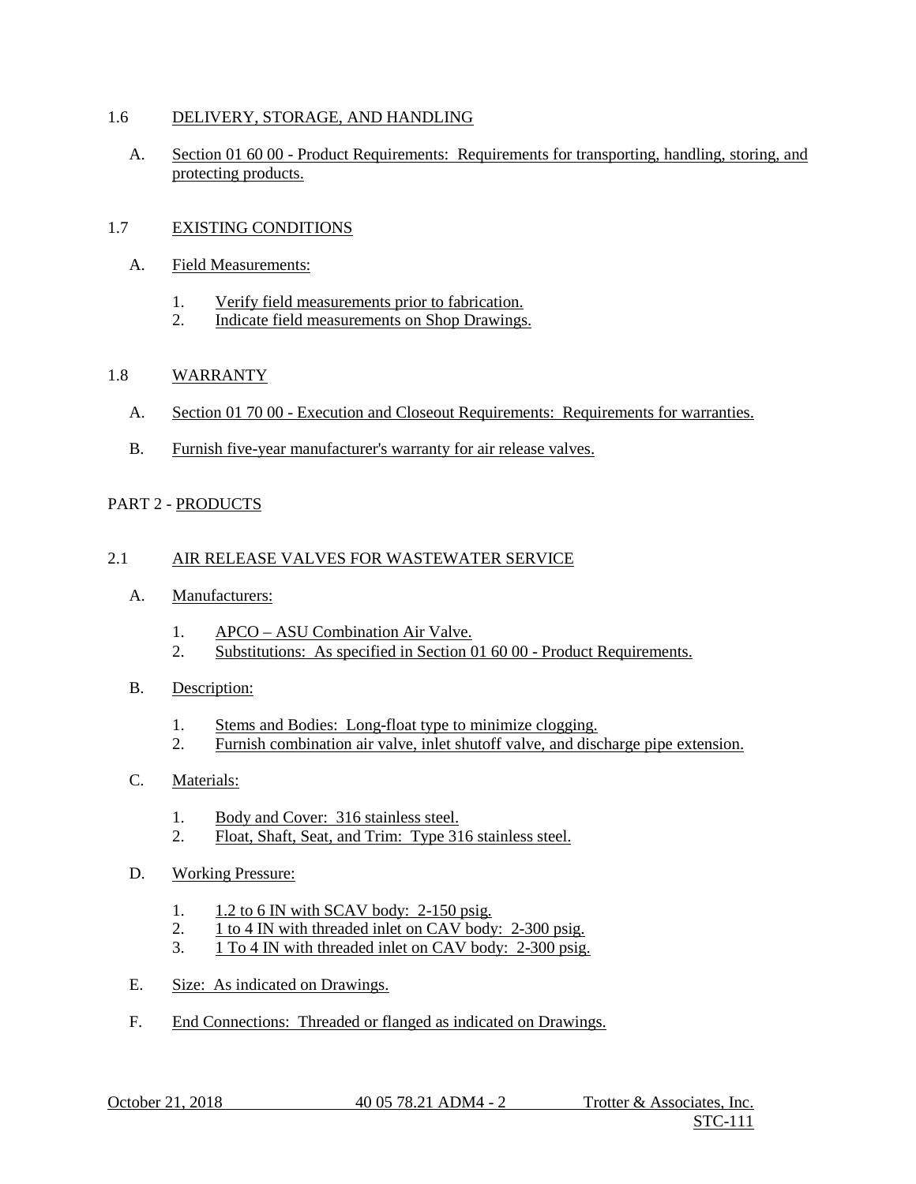## 1.6 DELIVERY, STORAGE, AND HANDLING

A. Section 01 60 00 - Product Requirements: Requirements for transporting, handling, storing, and protecting products.

## 1.7 EXISTING CONDITIONS

A. Field Measurements:

1. Verify field measurements prior to fabrication.
2. Indicate field measurements on Shop Drawings.

## 1.8 WARRANTY

A. Section 01 70 00 - Execution and Closeout Requirements: Requirements for warranties.

B. Furnish five-year manufacturer's warranty for air release valves.

# PART 2 - PRODUCTS

## 2.1 AIR RELEASE VALVES FOR WASTEWATER SERVICE

A. Manufacturers:

1. APCO – ASU Combination Air Valve.
2. Substitutions: As specified in Section 01 60 00 - Product Requirements.

B. Description:

1. Stems and Bodies: Long-float type to minimize clogging.
2. Furnish combination air valve, inlet shutoff valve, and discharge pipe extension.

C. Materials:

1. Body and Cover: 316 stainless steel.
2. Float, Shaft, Seat, and Trim: Type 316 stainless steel.

D. Working Pressure:

1. 1.2 to 6 IN with SCAV body: 2-150 psig.
2. 1 to 4 IN with threaded inlet on CAV body: 2-300 psig.
3. 1 To 4 IN with threaded inlet on CAV body: 2-300 psig.

E. Size: As indicated on Drawings.

F. End Connections: Threaded or flanged as indicated on Drawings.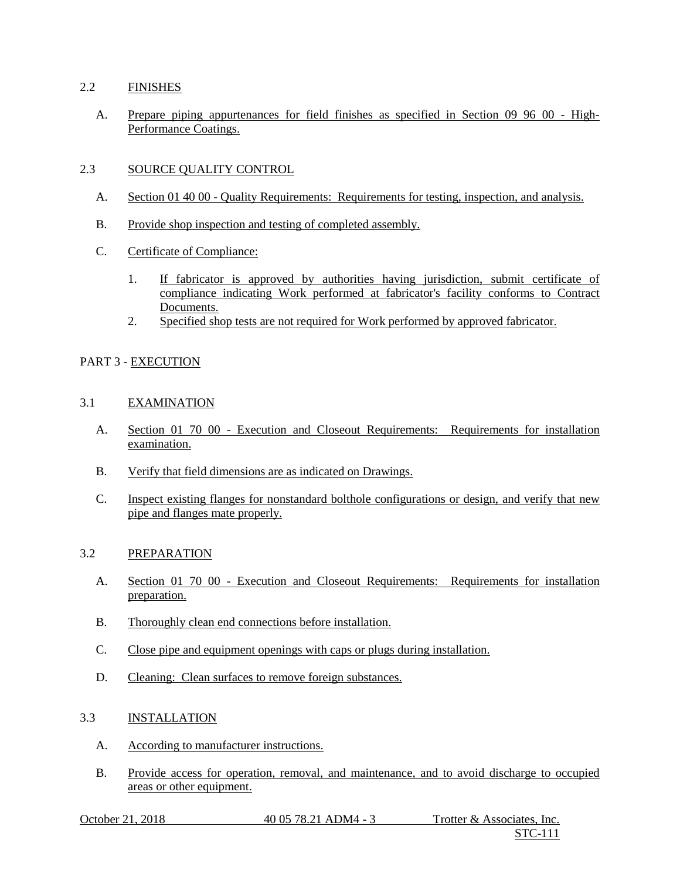## 2.2 FINISHES

A. Prepare piping appurtenances for field finishes as specified in Section 09 96 00 - High-Performance Coatings.

## 2.3 SOURCE QUALITY CONTROL

A. Section 01 40 00 - Quality Requirements: Requirements for testing, inspection, and analysis.

B. Provide shop inspection and testing of completed assembly.

C. Certificate of Compliance:

1. If fabricator is approved by authorities having jurisdiction, submit certificate of compliance indicating Work performed at fabricator's facility conforms to Contract Documents.
2. Specified shop tests are not required for Work performed by approved fabricator.

# PART 3 - EXECUTION

## 3.1 EXAMINATION

A. Section 01 70 00 - Execution and Closeout Requirements: Requirements for installation examination.

B. Verify that field dimensions are as indicated on Drawings.

C. Inspect existing flanges for nonstandard bolthole configurations or design, and verify that new pipe and flanges mate properly.

## 3.2 PREPARATION

A. Section 01 70 00 - Execution and Closeout Requirements: Requirements for installation preparation.

B. Thoroughly clean end connections before installation.

C. Close pipe and equipment openings with caps or plugs during installation.

D. Cleaning: Clean surfaces to remove foreign substances.

## 3.3 INSTALLATION

A. According to manufacturer instructions.

B. Provide access for operation, removal, and maintenance, and to avoid discharge to occupied areas or other equipment.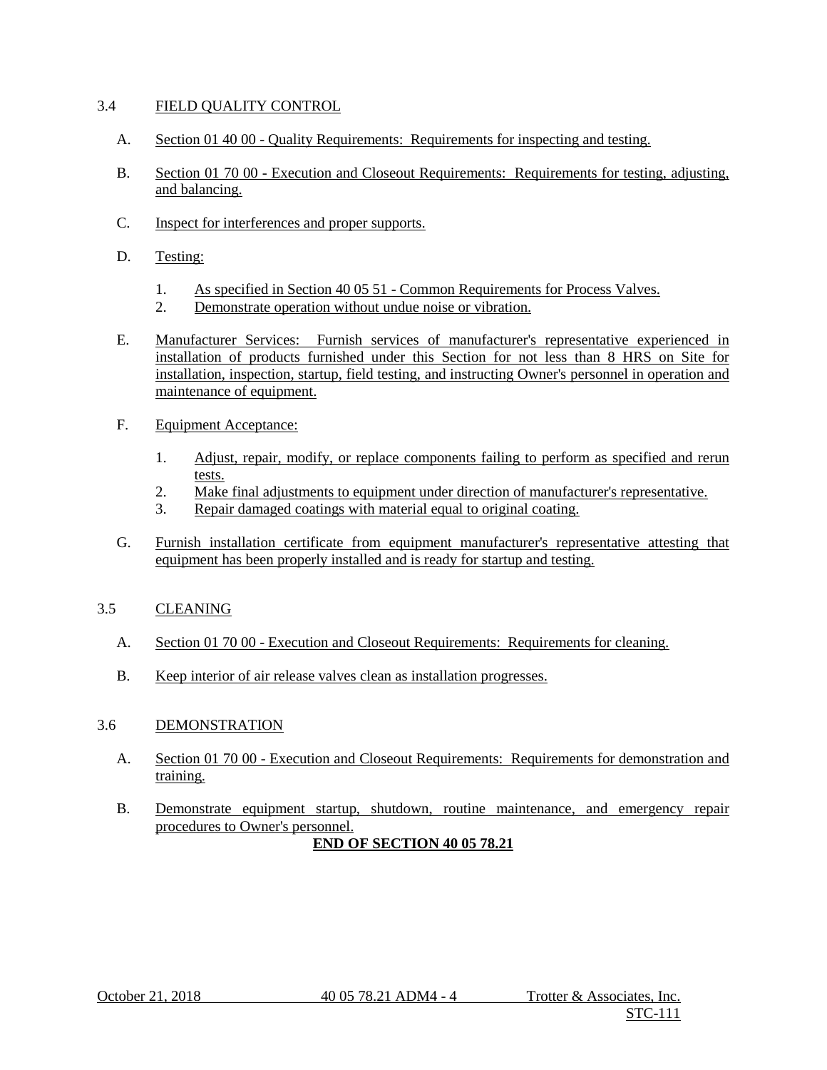## 3.4 FIELD QUALITY CONTROL

A. Section 01 40 00 - Quality Requirements: Requirements for inspecting and testing.

B. Section 01 70 00 - Execution and Closeout Requirements: Requirements for testing, adjusting, and balancing.

C. Inspect for interferences and proper supports.

D. Testing:

1. As specified in Section 40 05 51 - Common Requirements for Process Valves.
2. Demonstrate operation without undue noise or vibration.

E. Manufacturer Services: Furnish services of manufacturer's representative experienced in installation of products furnished under this Section for not less than 8 HRS on Site for installation, inspection, startup, field testing, and instructing Owner's personnel in operation and maintenance of equipment.

F. Equipment Acceptance:

1. Adjust, repair, modify, or replace components failing to perform as specified and rerun tests.
2. Make final adjustments to equipment under direction of manufacturer's representative.
3. Repair damaged coatings with material equal to original coating.

G. Furnish installation certificate from equipment manufacturer's representative attesting that equipment has been properly installed and is ready for startup and testing.

## 3.5 CLEANING

A. Section 01 70 00 - Execution and Closeout Requirements: Requirements for cleaning.

B. Keep interior of air release valves clean as installation progresses.

## 3.6 DEMONSTRATION

A. Section 01 70 00 - Execution and Closeout Requirements: Requirements for demonstration and training.

B. Demonstrate equipment startup, shutdown, routine maintenance, and emergency repair procedures to Owner's personnel.

**END OF SECTION 40 05 78.21**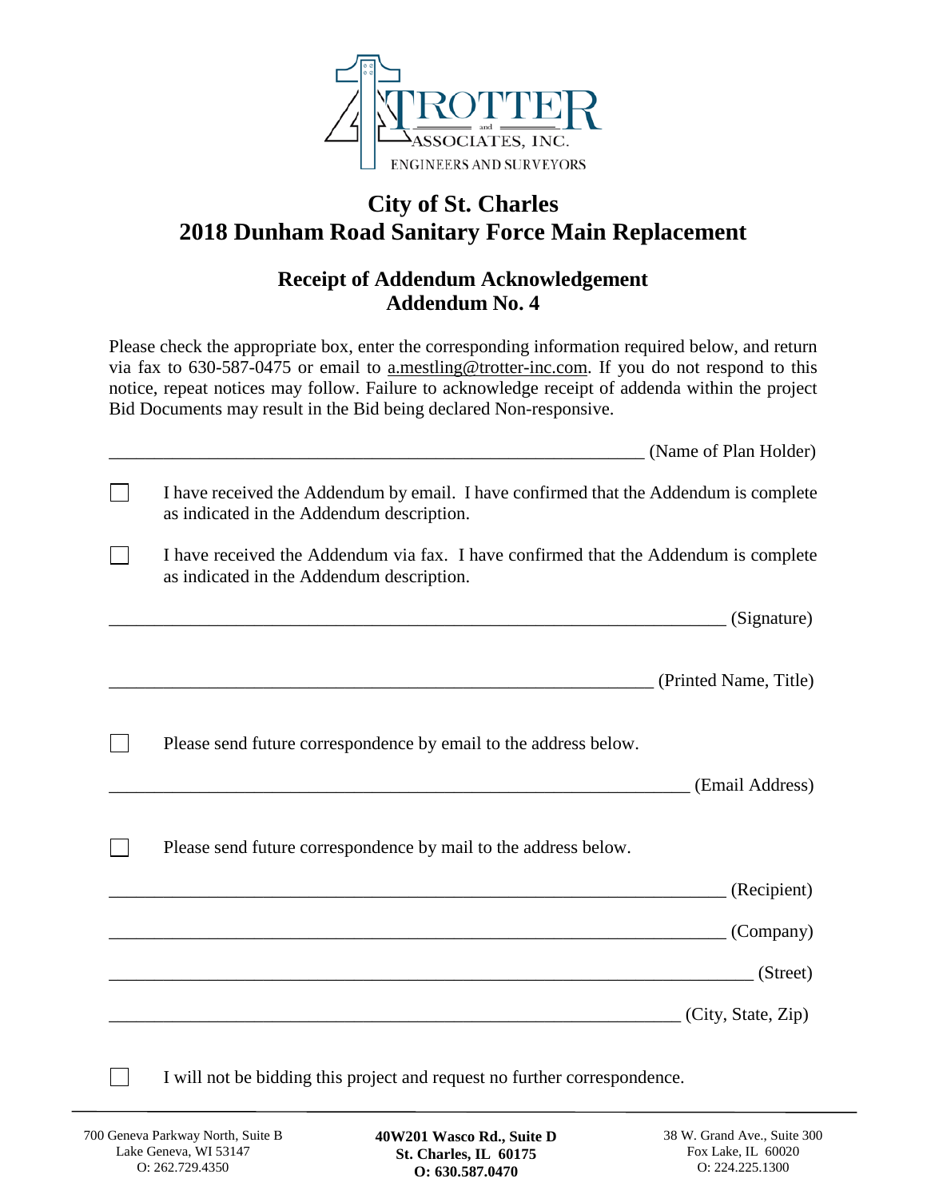TROTTER and ASSOCIATES, INC.
ENGINEERS AND SURVEYORS

# City of St. Charles
# 2018 Dunham Road Sanitary Force Main Replacement

## Receipt of Addendum Acknowledgement
## Addendum No. 4

Please check the appropriate box, enter the corresponding information required below, and return via fax to 630-587-0475 or email to a.mestling@trotter-inc.com. If you do not respond to this notice, repeat notices may follow. Failure to acknowledge receipt of addenda within the project Bid Documents may result in the Bid being declared Non-responsive.

_____________________________________________ (Name of Plan Holder)

☐ I have received the Addendum by email. I have confirmed that the Addendum is complete as indicated in the Addendum description.

☐ I have received the Addendum via fax. I have confirmed that the Addendum is complete as indicated in the Addendum description.

_____________________________________________ (Signature)

_____________________________________________ (Printed Name, Title)

☐ Please send future correspondence by email to the address below.

_____________________________________________ (Email Address)

☐ Please send future correspondence by mail to the address below.

_____________________________________________ (Recipient)

_____________________________________________ (Company)

_____________________________________________ (Street)

_____________________________________________ (City, State, Zip)

☐ I will not be bidding this project and request no further correspondence.

700 Geneva Parkway North, Suite B
Lake Geneva, WI 53147
O: 262.729.4350

**40W201 Wasco Rd., Suite D**
**St. Charles, IL 60175**
**O: 630.587.0470**

38 W. Grand Ave., Suite 300
Fox Lake, IL 60020
O: 224.225.1300